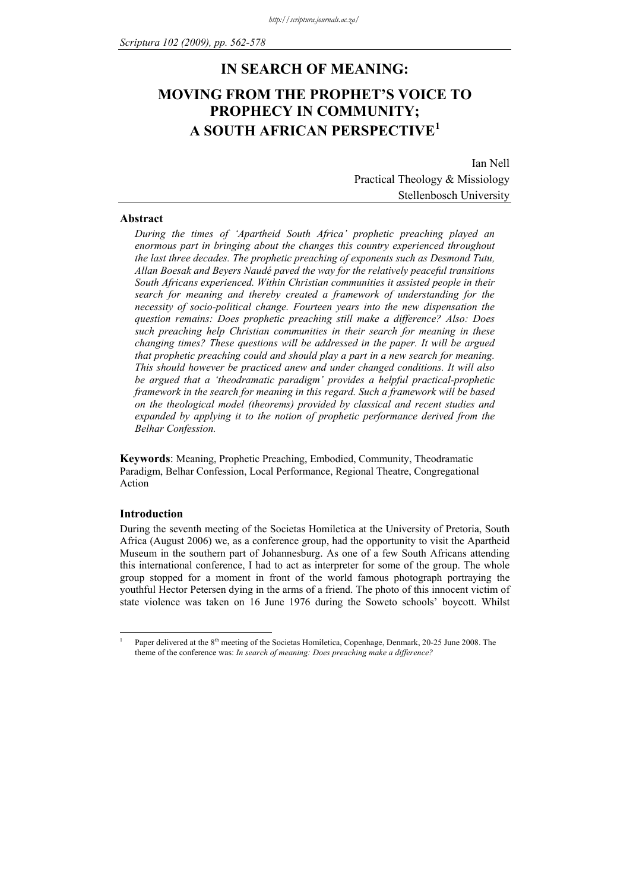# IN SEARCH OF MEANING:

# MOVING FROM THE PROPHET'S VOICE TO PROPHECY IN COMMUNITY; A SOUTH AFRICAN PERSPECTIVE[1]

Ian Nell  
Practical Theology & Missiology  
Stellenbosch University

## Abstract

*During the times of 'Apartheid South Africa' prophetic preaching played an enormous part in bringing about the changes this country experienced throughout the last three decades. The prophetic preaching of exponents such as Desmond Tutu, Allan Boesak and Beyers Naudé paved the way for the relatively peaceful transitions South Africans experienced. Within Christian communities it assisted people in their search for meaning and thereby created a framework of understanding for the necessity of socio-political change. Fourteen years into the new dispensation the question remains: Does prophetic preaching still make a difference? Also: Does such preaching help Christian communities in their search for meaning in these changing times? These questions will be addressed in the paper. It will be argued that prophetic preaching could and should play a part in a new search for meaning. This should however be practiced anew and under changed conditions. It will also be argued that a 'theodramatic paradigm' provides a helpful practical-prophetic framework in the search for meaning in this regard. Such a framework will be based on the theological model (theorems) provided by classical and recent studies and expanded by applying it to the notion of prophetic performance derived from the Belhar Confession.*

**Keywords**: Meaning, Prophetic Preaching, Embodied, Community, Theodramatic Paradigm, Belhar Confession, Local Performance, Regional Theatre, Congregational Action

## Introduction

During the seventh meeting of the Societas Homiletica at the University of Pretoria, South Africa (August 2006) we, as a conference group, had the opportunity to visit the Apartheid Museum in the southern part of Johannesburg. As one of a few South Africans attending this international conference, I had to act as interpreter for some of the group. The whole group stopped for a moment in front of the world famous photograph portraying the youthful Hector Petersen dying in the arms of a friend. The photo of this innocent victim of state violence was taken on 16 June 1976 during the Soweto schools' boycott. Whilst

---

[1] Paper delivered at the 8th meeting of the Societas Homiletica, Copenhage, Denmark, 20-25 June 2008. The theme of the conference was: *In search of meaning: Does preaching make a difference?*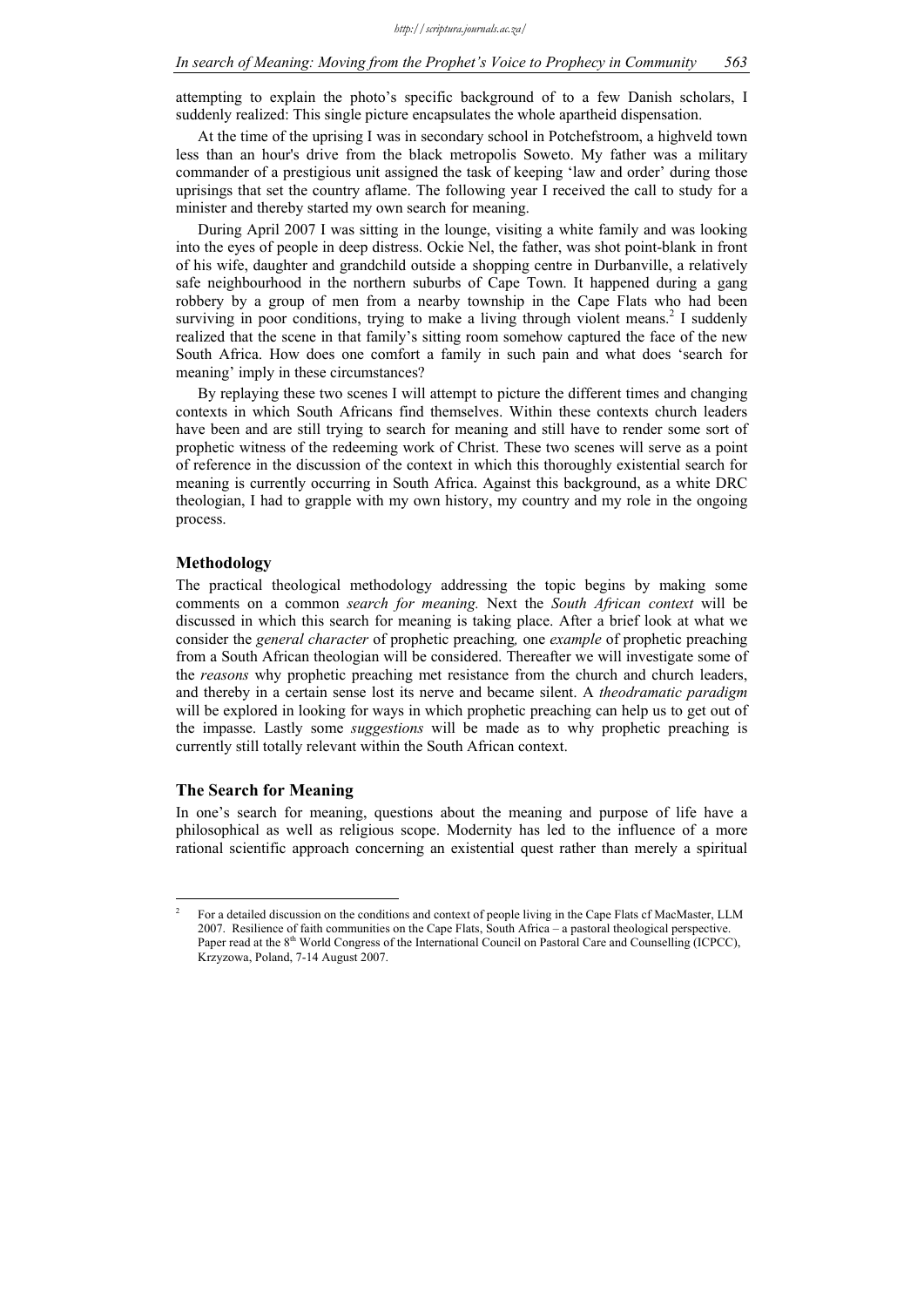attempting to explain the photo's specific background of to a few Danish scholars, I suddenly realized: This single picture encapsulates the whole apartheid dispensation.

At the time of the uprising I was in secondary school in Potchefstroom, a highveld town less than an hour's drive from the black metropolis Soweto. My father was a military commander of a prestigious unit assigned the task of keeping 'law and order' during those uprisings that set the country aflame. The following year I received the call to study for a minister and thereby started my own search for meaning.

During April 2007 I was sitting in the lounge, visiting a white family and was looking into the eyes of people in deep distress. Ockie Nel, the father, was shot point-blank in front of his wife, daughter and grandchild outside a shopping centre in Durbanville, a relatively safe neighbourhood in the northern suburbs of Cape Town. It happened during a gang robbery by a group of men from a nearby township in the Cape Flats who had been surviving in poor conditions, trying to make a living through violent means.[2] I suddenly realized that the scene in that family's sitting room somehow captured the face of the new South Africa. How does one comfort a family in such pain and what does 'search for meaning' imply in these circumstances?

By replaying these two scenes I will attempt to picture the different times and changing contexts in which South Africans find themselves. Within these contexts church leaders have been and are still trying to search for meaning and still have to render some sort of prophetic witness of the redeeming work of Christ. These two scenes will serve as a point of reference in the discussion of the context in which this thoroughly existential search for meaning is currently occurring in South Africa. Against this background, as a white DRC theologian, I had to grapple with my own history, my country and my role in the ongoing process.

## Methodology

The practical theological methodology addressing the topic begins by making some comments on a common *search for meaning.* Next the *South African context* will be discussed in which this search for meaning is taking place. After a brief look at what we consider the *general character* of prophetic preaching*,* one *example* of prophetic preaching from a South African theologian will be considered. Thereafter we will investigate some of the *reasons* why prophetic preaching met resistance from the church and church leaders, and thereby in a certain sense lost its nerve and became silent. A *theodramatic paradigm* will be explored in looking for ways in which prophetic preaching can help us to get out of the impasse. Lastly some *suggestions* will be made as to why prophetic preaching is currently still totally relevant within the South African context.

## The Search for Meaning

In one's search for meaning, questions about the meaning and purpose of life have a philosophical as well as religious scope. Modernity has led to the influence of a more rational scientific approach concerning an existential quest rather than merely a spiritual

---

[2] For a detailed discussion on the conditions and context of people living in the Cape Flats cf MacMaster, LLM 2007. Resilience of faith communities on the Cape Flats, South Africa – a pastoral theological perspective. Paper read at the 8th World Congress of the International Council on Pastoral Care and Counselling (ICPCC), Krzyzowa, Poland, 7-14 August 2007.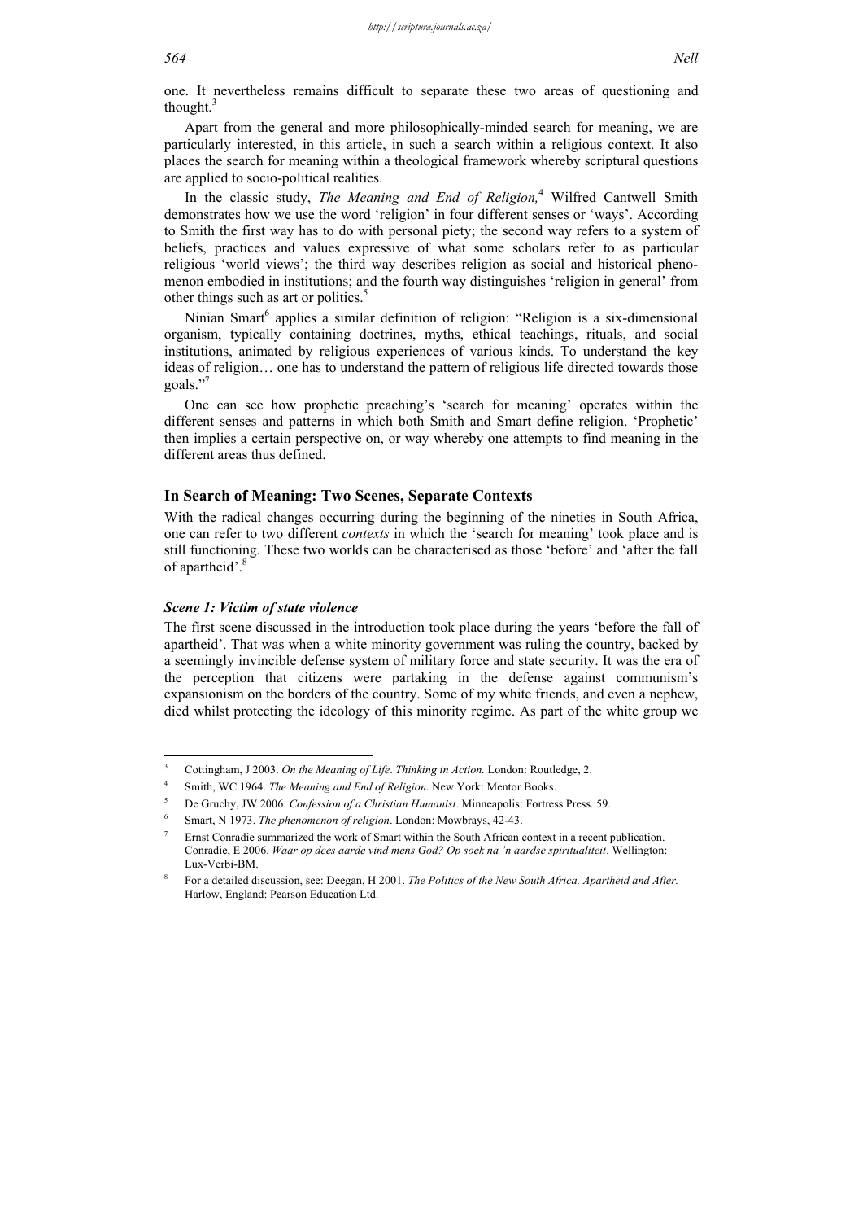one. It nevertheless remains difficult to separate these two areas of questioning and thought.[3]

Apart from the general and more philosophically-minded search for meaning, we are particularly interested, in this article, in such a search within a religious context. It also places the search for meaning within a theological framework whereby scriptural questions are applied to socio-political realities.

In the classic study, *The Meaning and End of Religion,*[4] Wilfred Cantwell Smith demonstrates how we use the word 'religion' in four different senses or 'ways'. According to Smith the first way has to do with personal piety; the second way refers to a system of beliefs, practices and values expressive of what some scholars refer to as particular religious 'world views'; the third way describes religion as social and historical phenomenon embodied in institutions; and the fourth way distinguishes 'religion in general' from other things such as art or politics.[5]

Ninian Smart[6] applies a similar definition of religion: "Religion is a six-dimensional organism, typically containing doctrines, myths, ethical teachings, rituals, and social institutions, animated by religious experiences of various kinds. To understand the key ideas of religion… one has to understand the pattern of religious life directed towards those goals."[7]

One can see how prophetic preaching's 'search for meaning' operates within the different senses and patterns in which both Smith and Smart define religion. 'Prophetic' then implies a certain perspective on, or way whereby one attempts to find meaning in the different areas thus defined.

## In Search of Meaning: Two Scenes, Separate Contexts

With the radical changes occurring during the beginning of the nineties in South Africa, one can refer to two different *contexts* in which the 'search for meaning' took place and is still functioning. These two worlds can be characterised as those 'before' and 'after the fall of apartheid'.[8]

### *Scene 1: Victim of state violence*

The first scene discussed in the introduction took place during the years 'before the fall of apartheid'. That was when a white minority government was ruling the country, backed by a seemingly invincible defense system of military force and state security. It was the era of the perception that citizens were partaking in the defense against communism's expansionism on the borders of the country. Some of my white friends, and even a nephew, died whilst protecting the ideology of this minority regime. As part of the white group we

---

[3] Cottingham, J 2003. *On the Meaning of Life*. *Thinking in Action.* London: Routledge, 2.

[4] Smith, WC 1964. *The Meaning and End of Religion*. New York: Mentor Books.

[5] De Gruchy, JW 2006. *Confession of a Christian Humanist*. Minneapolis: Fortress Press. 59.

[6] Smart, N 1973. *The phenomenon of religion*. London: Mowbrays, 42-43.

[7] Ernst Conradie summarized the work of Smart within the South African context in a recent publication. Conradie, E 2006. *Waar op dees aarde vind mens God? Op soek na 'n aardse spiritualiteit*. Wellington: Lux-Verbi-BM.

[8] For a detailed discussion, see: Deegan, H 2001. *The Politics of the New South Africa. Apartheid and After.* Harlow, England: Pearson Education Ltd.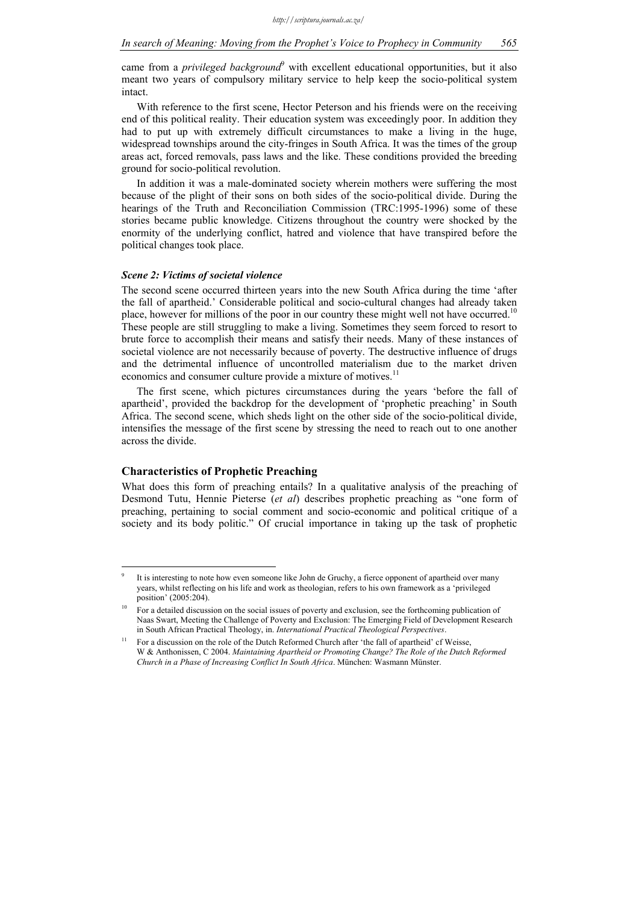came from a *privileged background*[9] with excellent educational opportunities, but it also meant two years of compulsory military service to help keep the socio-political system intact.

With reference to the first scene, Hector Peterson and his friends were on the receiving end of this political reality. Their education system was exceedingly poor. In addition they had to put up with extremely difficult circumstances to make a living in the huge, widespread townships around the city-fringes in South Africa. It was the times of the group areas act, forced removals, pass laws and the like. These conditions provided the breeding ground for socio-political revolution.

In addition it was a male-dominated society wherein mothers were suffering the most because of the plight of their sons on both sides of the socio-political divide. During the hearings of the Truth and Reconciliation Commission (TRC:1995-1996) some of these stories became public knowledge. Citizens throughout the country were shocked by the enormity of the underlying conflict, hatred and violence that have transpired before the political changes took place.

### *Scene 2: Victims of societal violence*

The second scene occurred thirteen years into the new South Africa during the time 'after the fall of apartheid.' Considerable political and socio-cultural changes had already taken place, however for millions of the poor in our country these might well not have occurred.[10] These people are still struggling to make a living. Sometimes they seem forced to resort to brute force to accomplish their means and satisfy their needs. Many of these instances of societal violence are not necessarily because of poverty. The destructive influence of drugs and the detrimental influence of uncontrolled materialism due to the market driven economics and consumer culture provide a mixture of motives.[11]

The first scene, which pictures circumstances during the years 'before the fall of apartheid', provided the backdrop for the development of 'prophetic preaching' in South Africa. The second scene, which sheds light on the other side of the socio-political divide, intensifies the message of the first scene by stressing the need to reach out to one another across the divide.

## Characteristics of Prophetic Preaching

What does this form of preaching entails? In a qualitative analysis of the preaching of Desmond Tutu, Hennie Pieterse (*et al*) describes prophetic preaching as "one form of preaching, pertaining to social comment and socio-economic and political critique of a society and its body politic." Of crucial importance in taking up the task of prophetic

---

[9] It is interesting to note how even someone like John de Gruchy, a fierce opponent of apartheid over many years, whilst reflecting on his life and work as theologian, refers to his own framework as a 'privileged position' (2005:204).

[10] For a detailed discussion on the social issues of poverty and exclusion, see the forthcoming publication of Naas Swart, Meeting the Challenge of Poverty and Exclusion: The Emerging Field of Development Research in South African Practical Theology, in. *International Practical Theological Perspectives*.

[11] For a discussion on the role of the Dutch Reformed Church after 'the fall of apartheid' cf Weisse, W & Anthonissen, C 2004. *Maintaining Apartheid or Promoting Change? The Role of the Dutch Reformed Church in a Phase of Increasing Conflict In South Africa*. München: Wasmann Münster.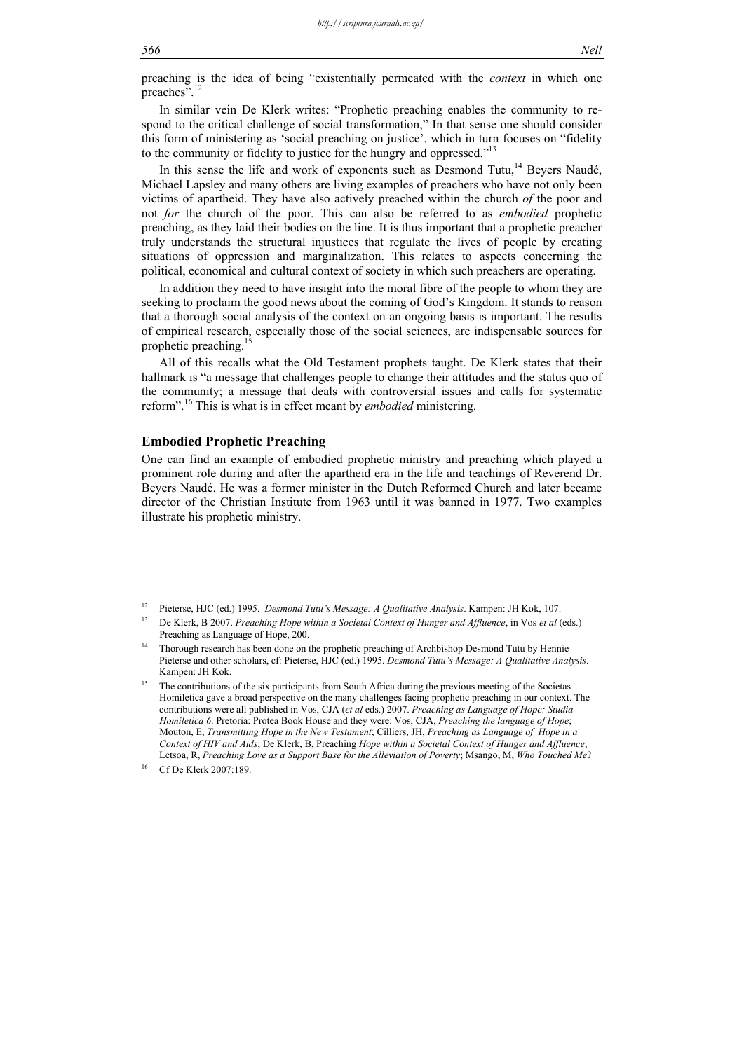preaching is the idea of being "existentially permeated with the *context* in which one preaches".[12]

In similar vein De Klerk writes: "Prophetic preaching enables the community to respond to the critical challenge of social transformation," In that sense one should consider this form of ministering as 'social preaching on justice', which in turn focuses on "fidelity to the community or fidelity to justice for the hungry and oppressed."[13]

In this sense the life and work of exponents such as Desmond Tutu,[14] Beyers Naudé, Michael Lapsley and many others are living examples of preachers who have not only been victims of apartheid. They have also actively preached within the church *of* the poor and not *for* the church of the poor. This can also be referred to as *embodied* prophetic preaching, as they laid their bodies on the line. It is thus important that a prophetic preacher truly understands the structural injustices that regulate the lives of people by creating situations of oppression and marginalization. This relates to aspects concerning the political, economical and cultural context of society in which such preachers are operating.

In addition they need to have insight into the moral fibre of the people to whom they are seeking to proclaim the good news about the coming of God's Kingdom. It stands to reason that a thorough social analysis of the context on an ongoing basis is important. The results of empirical research, especially those of the social sciences, are indispensable sources for prophetic preaching.[15]

All of this recalls what the Old Testament prophets taught. De Klerk states that their hallmark is "a message that challenges people to change their attitudes and the status quo of the community; a message that deals with controversial issues and calls for systematic reform".[16] This is what is in effect meant by *embodied* ministering.

### Embodied Prophetic Preaching

One can find an example of embodied prophetic ministry and preaching which played a prominent role during and after the apartheid era in the life and teachings of Reverend Dr. Beyers Naudé. He was a former minister in the Dutch Reformed Church and later became director of the Christian Institute from 1963 until it was banned in 1977. Two examples illustrate his prophetic ministry.

---

[12] Pieterse, HJC (ed.) 1995. *Desmond Tutu's Message: A Qualitative Analysis*. Kampen: JH Kok, 107.

[13] De Klerk, B 2007. *Preaching Hope within a Societal Context of Hunger and Affluence*, in Vos *et al* (eds.) Preaching as Language of Hope, 200.

[14] Thorough research has been done on the prophetic preaching of Archbishop Desmond Tutu by Hennie Pieterse and other scholars, cf: Pieterse, HJC (ed.) 1995. *Desmond Tutu's Message: A Qualitative Analysis*. Kampen: JH Kok.

[15] The contributions of the six participants from South Africa during the previous meeting of the Societas Homiletica gave a broad perspective on the many challenges facing prophetic preaching in our context. The contributions were all published in Vos, CJA (*et al* eds.) 2007. *Preaching as Language of Hope: Studia Homiletica 6*. Pretoria: Protea Book House and they were: Vos, CJA, *Preaching the language of Hope*; Mouton, E, *Transmitting Hope in the New Testament*; Cilliers, JH, *Preaching as Language of Hope in a Context of HIV and Aids*; De Klerk, B, Preaching *Hope within a Societal Context of Hunger and Affluence*; Letsoa, R, *Preaching Love as a Support Base for the Alleviation of Poverty*; Msango, M, *Who Touched Me*?

[16] Cf De Klerk 2007:189.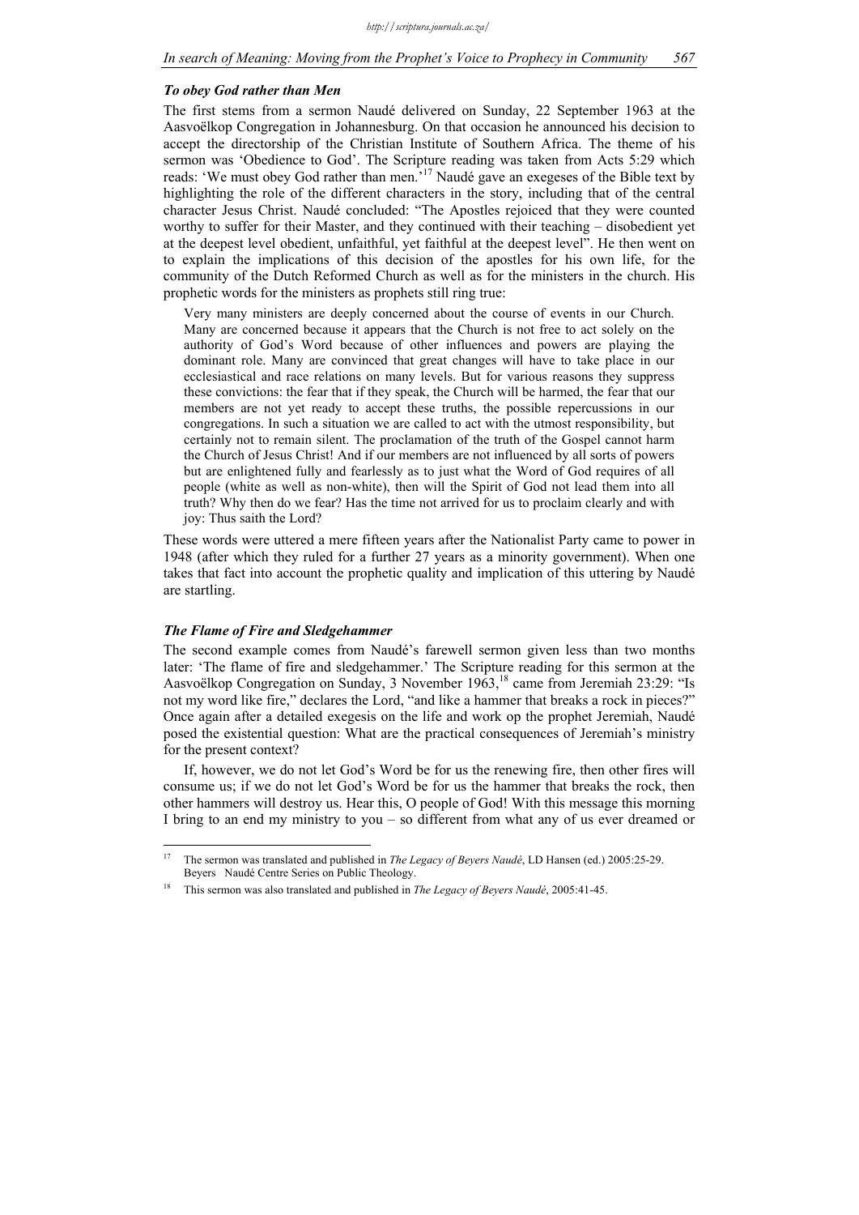### *To obey God rather than Men*

The first stems from a sermon Naudé delivered on Sunday, 22 September 1963 at the Aasvoëlkop Congregation in Johannesburg. On that occasion he announced his decision to accept the directorship of the Christian Institute of Southern Africa. The theme of his sermon was 'Obedience to God'. The Scripture reading was taken from Acts 5:29 which reads: 'We must obey God rather than men.'[17] Naudé gave an exegeses of the Bible text by highlighting the role of the different characters in the story, including that of the central character Jesus Christ. Naudé concluded: "The Apostles rejoiced that they were counted worthy to suffer for their Master, and they continued with their teaching – disobedient yet at the deepest level obedient, unfaithful, yet faithful at the deepest level". He then went on to explain the implications of this decision of the apostles for his own life, for the community of the Dutch Reformed Church as well as for the ministers in the church. His prophetic words for the ministers as prophets still ring true:

> Very many ministers are deeply concerned about the course of events in our Church. Many are concerned because it appears that the Church is not free to act solely on the authority of God's Word because of other influences and powers are playing the dominant role. Many are convinced that great changes will have to take place in our ecclesiastical and race relations on many levels. But for various reasons they suppress these convictions: the fear that if they speak, the Church will be harmed, the fear that our members are not yet ready to accept these truths, the possible repercussions in our congregations. In such a situation we are called to act with the utmost responsibility, but certainly not to remain silent. The proclamation of the truth of the Gospel cannot harm the Church of Jesus Christ! And if our members are not influenced by all sorts of powers but are enlightened fully and fearlessly as to just what the Word of God requires of all people (white as well as non-white), then will the Spirit of God not lead them into all truth? Why then do we fear? Has the time not arrived for us to proclaim clearly and with joy: Thus saith the Lord?

These words were uttered a mere fifteen years after the Nationalist Party came to power in 1948 (after which they ruled for a further 27 years as a minority government). When one takes that fact into account the prophetic quality and implication of this uttering by Naudé are startling.

### *The Flame of Fire and Sledgehammer*

The second example comes from Naudé's farewell sermon given less than two months later: 'The flame of fire and sledgehammer.' The Scripture reading for this sermon at the Aasvoëlkop Congregation on Sunday, 3 November 1963,[18] came from Jeremiah 23:29: "Is not my word like fire," declares the Lord, "and like a hammer that breaks a rock in pieces?" Once again after a detailed exegesis on the life and work op the prophet Jeremiah, Naudé posed the existential question: What are the practical consequences of Jeremiah's ministry for the present context?

If, however, we do not let God's Word be for us the renewing fire, then other fires will consume us; if we do not let God's Word be for us the hammer that breaks the rock, then other hammers will destroy us. Hear this, O people of God! With this message this morning I bring to an end my ministry to you – so different from what any of us ever dreamed or

---

[17] The sermon was translated and published in *The Legacy of Beyers Naudé*, LD Hansen (ed.) 2005:25-29. Beyers Naudé Centre Series on Public Theology.

[18] This sermon was also translated and published in *The Legacy of Beyers Naudé*, 2005:41-45.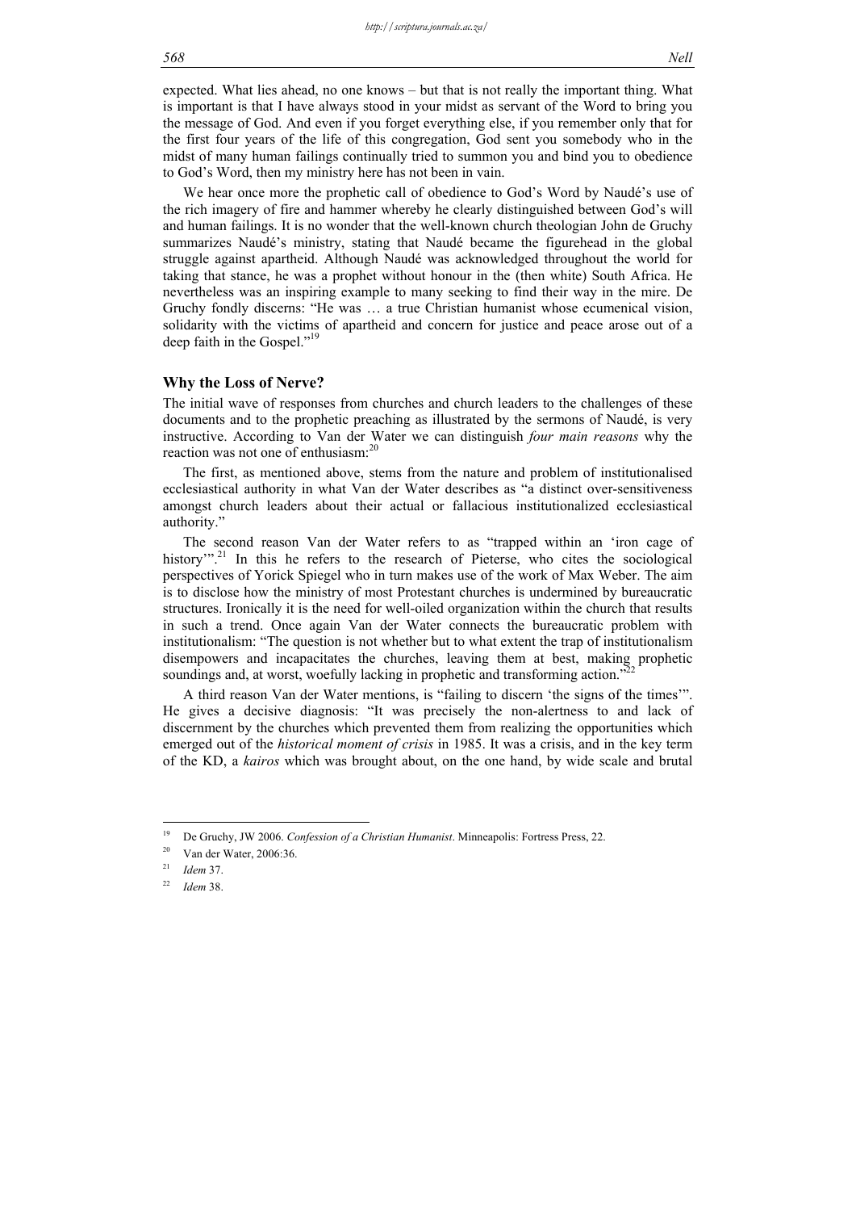expected. What lies ahead, no one knows – but that is not really the important thing. What is important is that I have always stood in your midst as servant of the Word to bring you the message of God. And even if you forget everything else, if you remember only that for the first four years of the life of this congregation, God sent you somebody who in the midst of many human failings continually tried to summon you and bind you to obedience to God's Word, then my ministry here has not been in vain.

We hear once more the prophetic call of obedience to God's Word by Naudé's use of the rich imagery of fire and hammer whereby he clearly distinguished between God's will and human failings. It is no wonder that the well-known church theologian John de Gruchy summarizes Naudé's ministry, stating that Naudé became the figurehead in the global struggle against apartheid. Although Naudé was acknowledged throughout the world for taking that stance, he was a prophet without honour in the (then white) South Africa. He nevertheless was an inspiring example to many seeking to find their way in the mire. De Gruchy fondly discerns: "He was … a true Christian humanist whose ecumenical vision, solidarity with the victims of apartheid and concern for justice and peace arose out of a deep faith in the Gospel."[19]

## Why the Loss of Nerve?

The initial wave of responses from churches and church leaders to the challenges of these documents and to the prophetic preaching as illustrated by the sermons of Naudé, is very instructive. According to Van der Water we can distinguish *four main reasons* why the reaction was not one of enthusiasm:[20]

The first, as mentioned above, stems from the nature and problem of institutionalised ecclesiastical authority in what Van der Water describes as "a distinct over-sensitiveness amongst church leaders about their actual or fallacious institutionalized ecclesiastical authority."

The second reason Van der Water refers to as "trapped within an 'iron cage of history'".[21] In this he refers to the research of Pieterse, who cites the sociological perspectives of Yorick Spiegel who in turn makes use of the work of Max Weber. The aim is to disclose how the ministry of most Protestant churches is undermined by bureaucratic structures. Ironically it is the need for well-oiled organization within the church that results in such a trend. Once again Van der Water connects the bureaucratic problem with institutionalism: "The question is not whether but to what extent the trap of institutionalism disempowers and incapacitates the churches, leaving them at best, making prophetic soundings and, at worst, woefully lacking in prophetic and transforming action."[22]

A third reason Van der Water mentions, is "failing to discern 'the signs of the times'". He gives a decisive diagnosis: "It was precisely the non-alertness to and lack of discernment by the churches which prevented them from realizing the opportunities which emerged out of the *historical moment of crisis* in 1985. It was a crisis, and in the key term of the KD, a *kairos* which was brought about, on the one hand, by wide scale and brutal

---

[19] De Gruchy, JW 2006. *Confession of a Christian Humanist*. Minneapolis: Fortress Press, 22.

[20] Van der Water, 2006:36.

[21] *Idem* 37.

[22] *Idem* 38.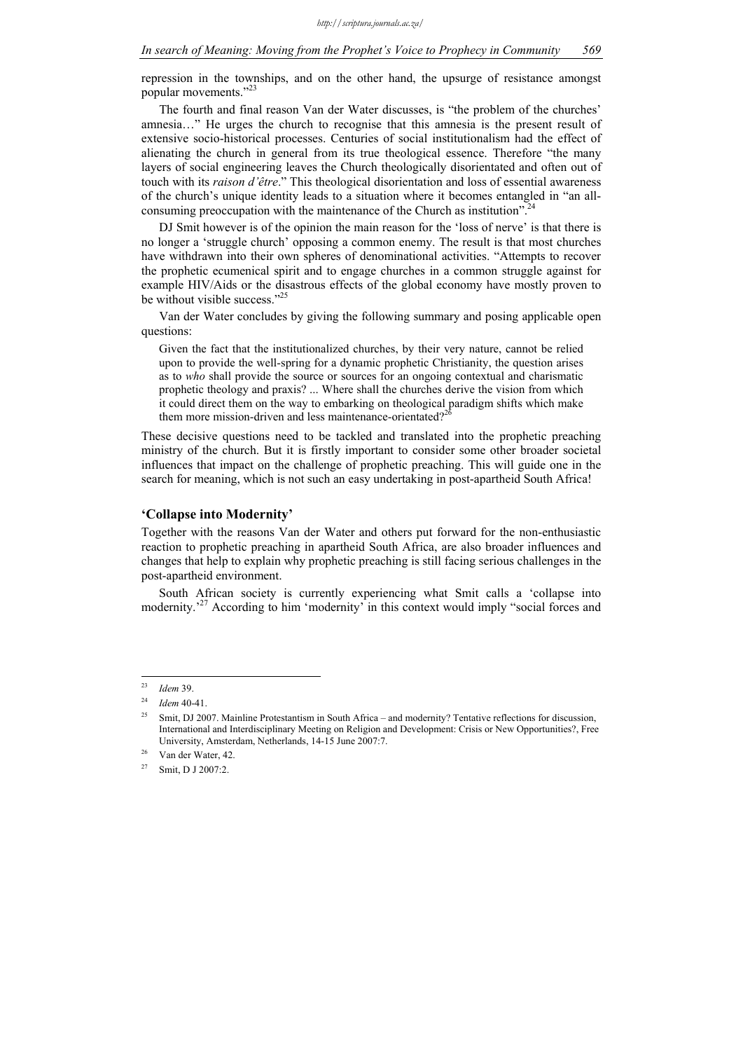repression in the townships, and on the other hand, the upsurge of resistance amongst popular movements."[23]

The fourth and final reason Van der Water discusses, is "the problem of the churches' amnesia…" He urges the church to recognise that this amnesia is the present result of extensive socio-historical processes. Centuries of social institutionalism had the effect of alienating the church in general from its true theological essence. Therefore "the many layers of social engineering leaves the Church theologically disorientated and often out of touch with its *raison d'être*." This theological disorientation and loss of essential awareness of the church's unique identity leads to a situation where it becomes entangled in "an all-consuming preoccupation with the maintenance of the Church as institution".[24]

DJ Smit however is of the opinion the main reason for the 'loss of nerve' is that there is no longer a 'struggle church' opposing a common enemy. The result is that most churches have withdrawn into their own spheres of denominational activities. "Attempts to recover the prophetic ecumenical spirit and to engage churches in a common struggle against for example HIV/Aids or the disastrous effects of the global economy have mostly proven to be without visible success."[25]

Van der Water concludes by giving the following summary and posing applicable open questions:

> Given the fact that the institutionalized churches, by their very nature, cannot be relied upon to provide the well-spring for a dynamic prophetic Christianity, the question arises as to *who* shall provide the source or sources for an ongoing contextual and charismatic prophetic theology and praxis? ... Where shall the churches derive the vision from which it could direct them on the way to embarking on theological paradigm shifts which make them more mission-driven and less maintenance-orientated?[26]

These decisive questions need to be tackled and translated into the prophetic preaching ministry of the church. But it is firstly important to consider some other broader societal influences that impact on the challenge of prophetic preaching. This will guide one in the search for meaning, which is not such an easy undertaking in post-apartheid South Africa!

## 'Collapse into Modernity'

Together with the reasons Van der Water and others put forward for the non-enthusiastic reaction to prophetic preaching in apartheid South Africa, are also broader influences and changes that help to explain why prophetic preaching is still facing serious challenges in the post-apartheid environment.

South African society is currently experiencing what Smit calls a 'collapse into modernity.'[27] According to him 'modernity' in this context would imply "social forces and

---

[23] *Idem* 39.

[24] *Idem* 40-41.

[25] Smit, DJ 2007. Mainline Protestantism in South Africa – and modernity? Tentative reflections for discussion, International and Interdisciplinary Meeting on Religion and Development: Crisis or New Opportunities?, Free University, Amsterdam, Netherlands, 14-15 June 2007:7.

[26] Van der Water, 42.

[27] Smit, D J 2007:2.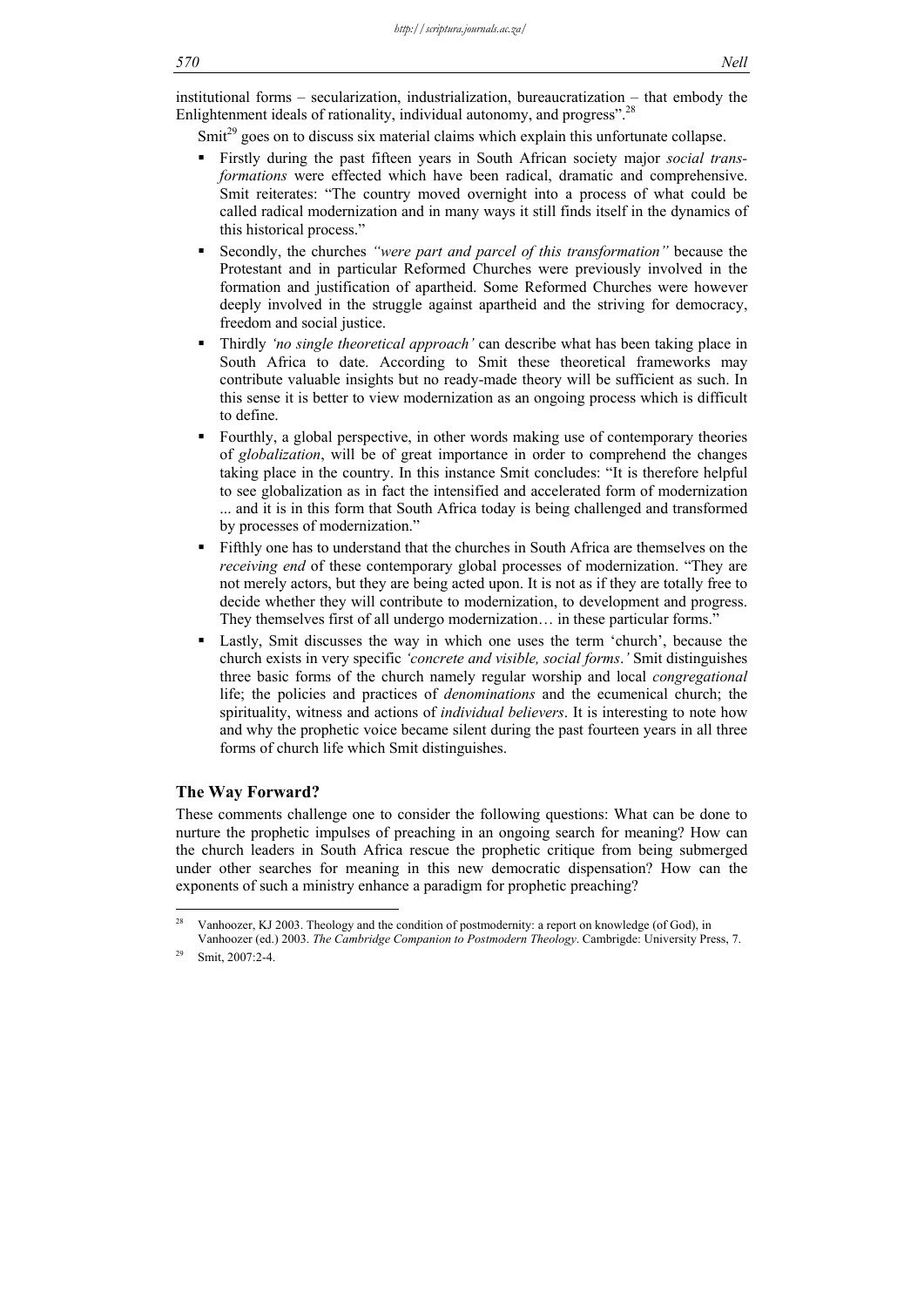institutional forms – secularization, industrialization, bureaucratization – that embody the Enlightenment ideals of rationality, individual autonomy, and progress".[28]

Smit[29] goes on to discuss six material claims which explain this unfortunate collapse.

- Firstly during the past fifteen years in South African society major *social transformations* were effected which have been radical, dramatic and comprehensive. Smit reiterates: "The country moved overnight into a process of what could be called radical modernization and in many ways it still finds itself in the dynamics of this historical process."
- Secondly, the churches *"were part and parcel of this transformation"* because the Protestant and in particular Reformed Churches were previously involved in the formation and justification of apartheid. Some Reformed Churches were however deeply involved in the struggle against apartheid and the striving for democracy, freedom and social justice.
- Thirdly *'no single theoretical approach'* can describe what has been taking place in South Africa to date. According to Smit these theoretical frameworks may contribute valuable insights but no ready-made theory will be sufficient as such. In this sense it is better to view modernization as an ongoing process which is difficult to define.
- Fourthly, a global perspective, in other words making use of contemporary theories of *globalization*, will be of great importance in order to comprehend the changes taking place in the country. In this instance Smit concludes: "It is therefore helpful to see globalization as in fact the intensified and accelerated form of modernization ... and it is in this form that South Africa today is being challenged and transformed by processes of modernization."
- Fifthly one has to understand that the churches in South Africa are themselves on the *receiving end* of these contemporary global processes of modernization. "They are not merely actors, but they are being acted upon. It is not as if they are totally free to decide whether they will contribute to modernization, to development and progress. They themselves first of all undergo modernization… in these particular forms."
- Lastly, Smit discusses the way in which one uses the term 'church', because the church exists in very specific *'concrete and visible, social forms*.*'* Smit distinguishes three basic forms of the church namely regular worship and local *congregational* life; the policies and practices of *denominations* and the ecumenical church; the spirituality, witness and actions of *individual believers*. It is interesting to note how and why the prophetic voice became silent during the past fourteen years in all three forms of church life which Smit distinguishes.

## The Way Forward?

These comments challenge one to consider the following questions: What can be done to nurture the prophetic impulses of preaching in an ongoing search for meaning? How can the church leaders in South Africa rescue the prophetic critique from being submerged under other searches for meaning in this new democratic dispensation? How can the exponents of such a ministry enhance a paradigm for prophetic preaching?

---

[28] Vanhoozer, KJ 2003. Theology and the condition of postmodernity: a report on knowledge (of God), in Vanhoozer (ed.) 2003. *The Cambridge Companion to Postmodern Theology*. Cambrigde: University Press, 7.

[29] Smit, 2007:2-4.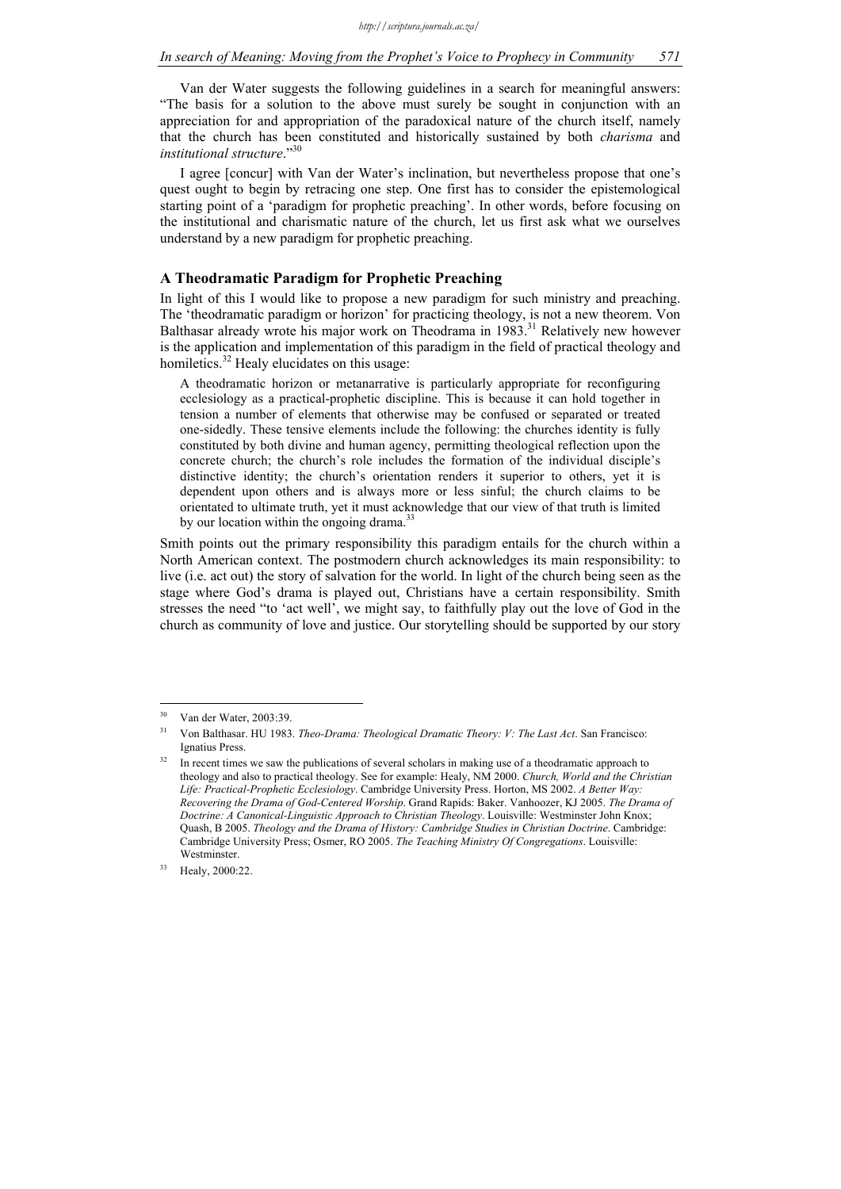Van der Water suggests the following guidelines in a search for meaningful answers: "The basis for a solution to the above must surely be sought in conjunction with an appreciation for and appropriation of the paradoxical nature of the church itself, namely that the church has been constituted and historically sustained by both *charisma* and *institutional structure*."[30]

I agree [concur] with Van der Water's inclination, but nevertheless propose that one's quest ought to begin by retracing one step. One first has to consider the epistemological starting point of a 'paradigm for prophetic preaching'. In other words, before focusing on the institutional and charismatic nature of the church, let us first ask what we ourselves understand by a new paradigm for prophetic preaching.

## A Theodramatic Paradigm for Prophetic Preaching

In light of this I would like to propose a new paradigm for such ministry and preaching. The 'theodramatic paradigm or horizon' for practicing theology, is not a new theorem. Von Balthasar already wrote his major work on Theodrama in 1983.[31] Relatively new however is the application and implementation of this paradigm in the field of practical theology and homiletics.[32] Healy elucidates on this usage:

> A theodramatic horizon or metanarrative is particularly appropriate for reconfiguring ecclesiology as a practical-prophetic discipline. This is because it can hold together in tension a number of elements that otherwise may be confused or separated or treated one-sidedly. These tensive elements include the following: the churches identity is fully constituted by both divine and human agency, permitting theological reflection upon the concrete church; the church's role includes the formation of the individual disciple's distinctive identity; the church's orientation renders it superior to others, yet it is dependent upon others and is always more or less sinful; the church claims to be orientated to ultimate truth, yet it must acknowledge that our view of that truth is limited by our location within the ongoing drama.[33]

Smith points out the primary responsibility this paradigm entails for the church within a North American context. The postmodern church acknowledges its main responsibility: to live (i.e. act out) the story of salvation for the world. In light of the church being seen as the stage where God's drama is played out, Christians have a certain responsibility. Smith stresses the need "to 'act well', we might say, to faithfully play out the love of God in the church as community of love and justice. Our storytelling should be supported by our story

---

[30] Van der Water, 2003:39.

[31] Von Balthasar. HU 1983. *Theo-Drama: Theological Dramatic Theory: V: The Last Act*. San Francisco: Ignatius Press.

[32] In recent times we saw the publications of several scholars in making use of a theodramatic approach to theology and also to practical theology. See for example: Healy, NM 2000. *Church, World and the Christian Life: Practical-Prophetic Ecclesiology*. Cambridge University Press. Horton, MS 2002. *A Better Way: Recovering the Drama of God-Centered Worship*. Grand Rapids: Baker. Vanhoozer, KJ 2005. *The Drama of Doctrine: A Canonical-Linguistic Approach to Christian Theology*. Louisville: Westminster John Knox; Quash, B 2005. *Theology and the Drama of History: Cambridge Studies in Christian Doctrine*. Cambridge: Cambridge University Press; Osmer, RO 2005. *The Teaching Ministry Of Congregations*. Louisville: Westminster.

[33] Healy, 2000:22.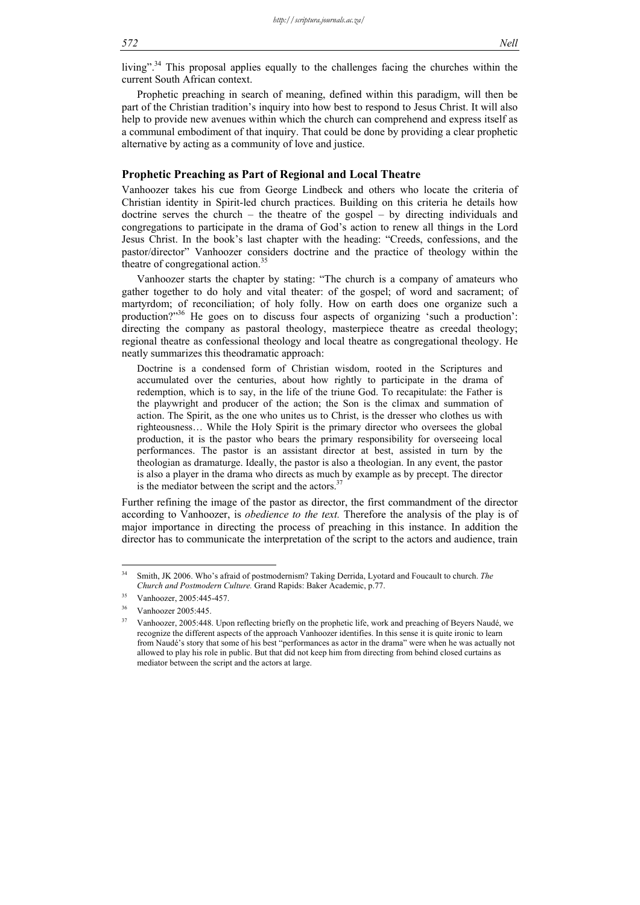living".[34] This proposal applies equally to the challenges facing the churches within the current South African context.

Prophetic preaching in search of meaning, defined within this paradigm, will then be part of the Christian tradition's inquiry into how best to respond to Jesus Christ. It will also help to provide new avenues within which the church can comprehend and express itself as a communal embodiment of that inquiry. That could be done by providing a clear prophetic alternative by acting as a community of love and justice.

## Prophetic Preaching as Part of Regional and Local Theatre

Vanhoozer takes his cue from George Lindbeck and others who locate the criteria of Christian identity in Spirit-led church practices. Building on this criteria he details how doctrine serves the church – the theatre of the gospel – by directing individuals and congregations to participate in the drama of God's action to renew all things in the Lord Jesus Christ. In the book's last chapter with the heading: "Creeds, confessions, and the pastor/director" Vanhoozer considers doctrine and the practice of theology within the theatre of congregational action.[35]

Vanhoozer starts the chapter by stating: "The church is a company of amateurs who gather together to do holy and vital theater: of the gospel; of word and sacrament; of martyrdom; of reconciliation; of holy folly. How on earth does one organize such a production?"[36] He goes on to discuss four aspects of organizing 'such a production': directing the company as pastoral theology, masterpiece theatre as creedal theology; regional theatre as confessional theology and local theatre as congregational theology. He neatly summarizes this theodramatic approach:

> Doctrine is a condensed form of Christian wisdom, rooted in the Scriptures and accumulated over the centuries, about how rightly to participate in the drama of redemption, which is to say, in the life of the triune God. To recapitulate: the Father is the playwright and producer of the action; the Son is the climax and summation of action. The Spirit, as the one who unites us to Christ, is the dresser who clothes us with righteousness… While the Holy Spirit is the primary director who oversees the global production, it is the pastor who bears the primary responsibility for overseeing local performances. The pastor is an assistant director at best, assisted in turn by the theologian as dramaturge. Ideally, the pastor is also a theologian. In any event, the pastor is also a player in the drama who directs as much by example as by precept. The director is the mediator between the script and the actors.[37]

Further refining the image of the pastor as director, the first commandment of the director according to Vanhoozer, is *obedience to the text.* Therefore the analysis of the play is of major importance in directing the process of preaching in this instance. In addition the director has to communicate the interpretation of the script to the actors and audience, train

---

[34] Smith, JK 2006. Who's afraid of postmodernism? Taking Derrida, Lyotard and Foucault to church. *The Church and Postmodern Culture.* Grand Rapids: Baker Academic, p.77.

[35] Vanhoozer, 2005:445-457.

[36] Vanhoozer 2005:445.

[37] Vanhoozer, 2005:448. Upon reflecting briefly on the prophetic life, work and preaching of Beyers Naudé, we recognize the different aspects of the approach Vanhoozer identifies. In this sense it is quite ironic to learn from Naudé's story that some of his best "performances as actor in the drama" were when he was actually not allowed to play his role in public. But that did not keep him from directing from behind closed curtains as mediator between the script and the actors at large.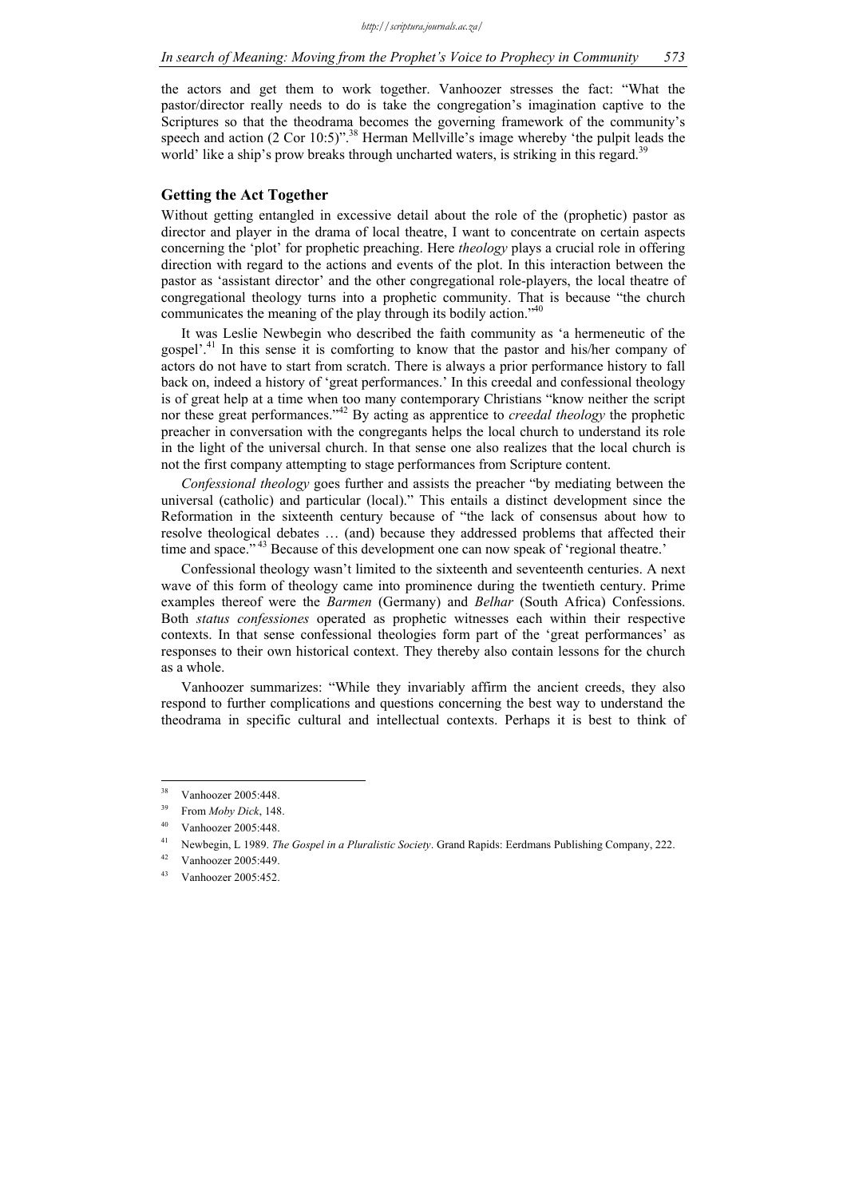the actors and get them to work together. Vanhoozer stresses the fact: "What the pastor/director really needs to do is take the congregation's imagination captive to the Scriptures so that the theodrama becomes the governing framework of the community's speech and action (2 Cor 10:5)".[38] Herman Mellville's image whereby 'the pulpit leads the world' like a ship's prow breaks through uncharted waters, is striking in this regard.[39]

## Getting the Act Together

Without getting entangled in excessive detail about the role of the (prophetic) pastor as director and player in the drama of local theatre, I want to concentrate on certain aspects concerning the 'plot' for prophetic preaching. Here *theology* plays a crucial role in offering direction with regard to the actions and events of the plot. In this interaction between the pastor as 'assistant director' and the other congregational role-players, the local theatre of congregational theology turns into a prophetic community. That is because "the church communicates the meaning of the play through its bodily action."[40]

It was Leslie Newbegin who described the faith community as 'a hermeneutic of the gospel'.[41] In this sense it is comforting to know that the pastor and his/her company of actors do not have to start from scratch. There is always a prior performance history to fall back on, indeed a history of 'great performances.' In this creedal and confessional theology is of great help at a time when too many contemporary Christians "know neither the script nor these great performances."[42] By acting as apprentice to *creedal theology* the prophetic preacher in conversation with the congregants helps the local church to understand its role in the light of the universal church. In that sense one also realizes that the local church is not the first company attempting to stage performances from Scripture content.

*Confessional theology* goes further and assists the preacher "by mediating between the universal (catholic) and particular (local)." This entails a distinct development since the Reformation in the sixteenth century because of "the lack of consensus about how to resolve theological debates … (and) because they addressed problems that affected their time and space."[43] Because of this development one can now speak of 'regional theatre.'

Confessional theology wasn't limited to the sixteenth and seventeenth centuries. A next wave of this form of theology came into prominence during the twentieth century. Prime examples thereof were the *Barmen* (Germany) and *Belhar* (South Africa) Confessions. Both *status confessiones* operated as prophetic witnesses each within their respective contexts. In that sense confessional theologies form part of the 'great performances' as responses to their own historical context. They thereby also contain lessons for the church as a whole.

Vanhoozer summarizes: "While they invariably affirm the ancient creeds, they also respond to further complications and questions concerning the best way to understand the theodrama in specific cultural and intellectual contexts. Perhaps it is best to think of

---

[38] Vanhoozer 2005:448.

[39] From *Moby Dick*, 148.

[40] Vanhoozer 2005:448.

[41] Newbegin, L 1989. *The Gospel in a Pluralistic Society*. Grand Rapids: Eerdmans Publishing Company, 222.

[42] Vanhoozer 2005:449.

[43] Vanhoozer 2005:452.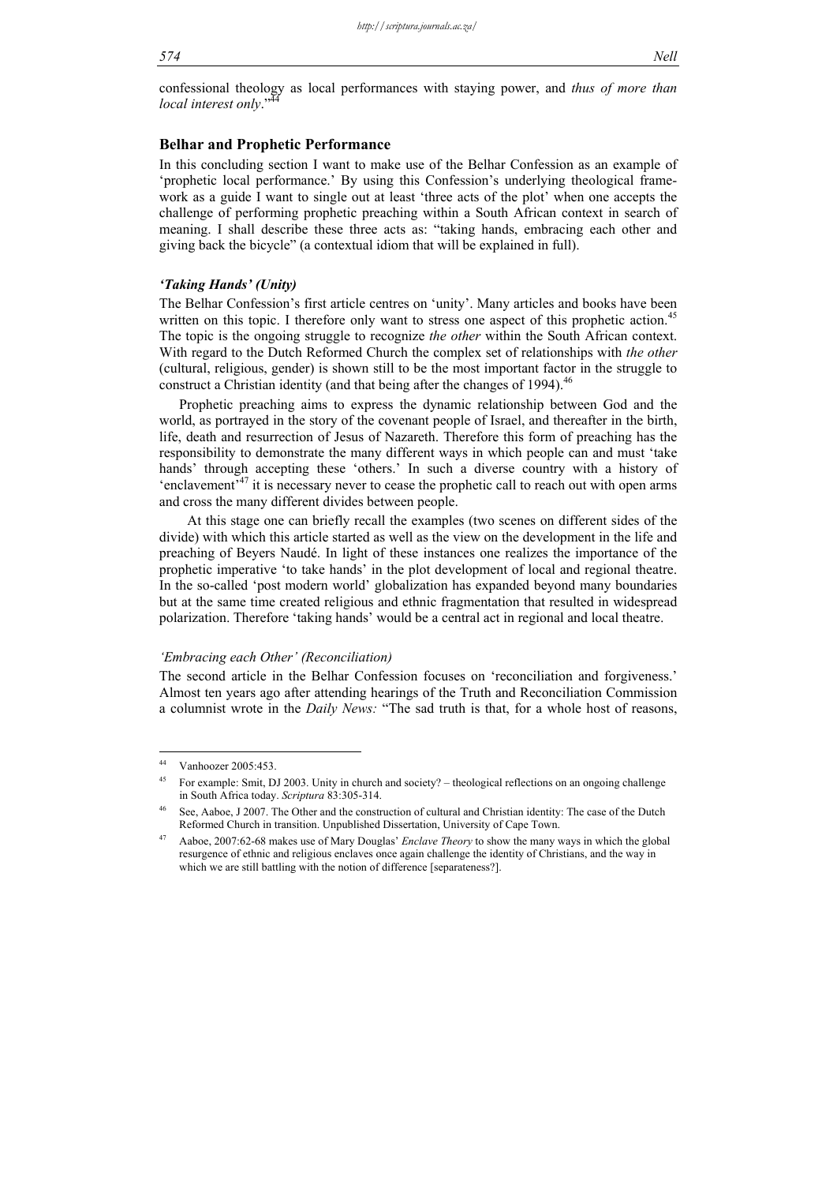confessional theology as local performances with staying power, and *thus of more than local interest only*."[44]

## Belhar and Prophetic Performance

In this concluding section I want to make use of the Belhar Confession as an example of 'prophetic local performance.' By using this Confession's underlying theological framework as a guide I want to single out at least 'three acts of the plot' when one accepts the challenge of performing prophetic preaching within a South African context in search of meaning. I shall describe these three acts as: "taking hands, embracing each other and giving back the bicycle" (a contextual idiom that will be explained in full).

### *'Taking Hands' (Unity)*

The Belhar Confession's first article centres on 'unity'. Many articles and books have been written on this topic. I therefore only want to stress one aspect of this prophetic action.[45] The topic is the ongoing struggle to recognize *the other* within the South African context. With regard to the Dutch Reformed Church the complex set of relationships with *the other* (cultural, religious, gender) is shown still to be the most important factor in the struggle to construct a Christian identity (and that being after the changes of 1994).[46]

Prophetic preaching aims to express the dynamic relationship between God and the world, as portrayed in the story of the covenant people of Israel, and thereafter in the birth, life, death and resurrection of Jesus of Nazareth. Therefore this form of preaching has the responsibility to demonstrate the many different ways in which people can and must 'take hands' through accepting these 'others.' In such a diverse country with a history of 'enclavement'[47] it is necessary never to cease the prophetic call to reach out with open arms and cross the many different divides between people.

At this stage one can briefly recall the examples (two scenes on different sides of the divide) with which this article started as well as the view on the development in the life and preaching of Beyers Naudé. In light of these instances one realizes the importance of the prophetic imperative 'to take hands' in the plot development of local and regional theatre. In the so-called 'post modern world' globalization has expanded beyond many boundaries but at the same time created religious and ethnic fragmentation that resulted in widespread polarization. Therefore 'taking hands' would be a central act in regional and local theatre.

### *'Embracing each Other' (Reconciliation)*

The second article in the Belhar Confession focuses on 'reconciliation and forgiveness.' Almost ten years ago after attending hearings of the Truth and Reconciliation Commission a columnist wrote in the *Daily News:* "The sad truth is that, for a whole host of reasons,

---

[44] Vanhoozer 2005:453.

[45] For example: Smit, DJ 2003. Unity in church and society? – theological reflections on an ongoing challenge in South Africa today. *Scriptura* 83:305-314.

[46] See, Aaboe, J 2007. The Other and the construction of cultural and Christian identity: The case of the Dutch Reformed Church in transition. Unpublished Dissertation, University of Cape Town.

[47] Aaboe, 2007:62-68 makes use of Mary Douglas' *Enclave Theory* to show the many ways in which the global resurgence of ethnic and religious enclaves once again challenge the identity of Christians, and the way in which we are still battling with the notion of difference [separateness?].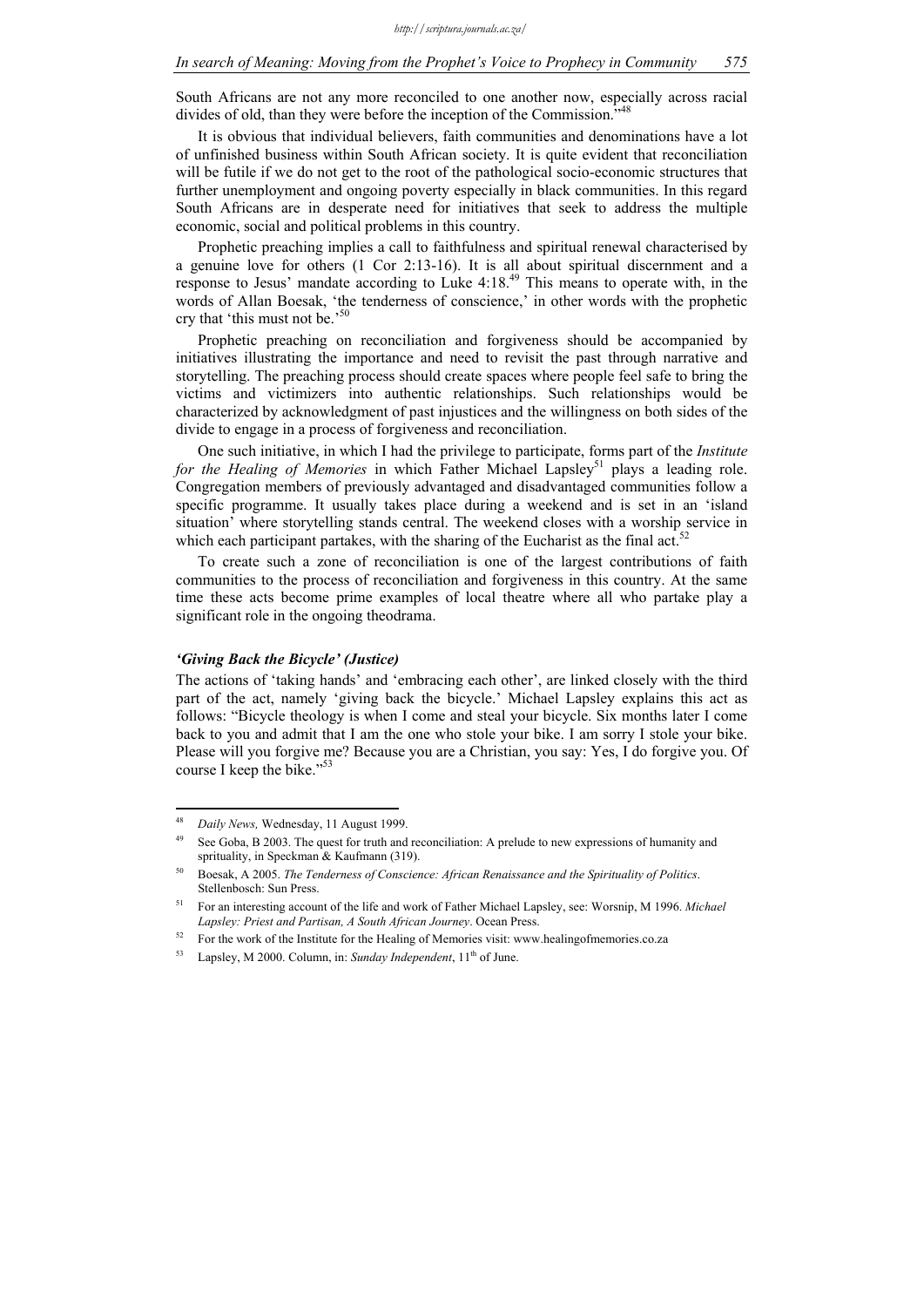South Africans are not any more reconciled to one another now, especially across racial divides of old, than they were before the inception of the Commission."[48]

It is obvious that individual believers, faith communities and denominations have a lot of unfinished business within South African society. It is quite evident that reconciliation will be futile if we do not get to the root of the pathological socio-economic structures that further unemployment and ongoing poverty especially in black communities. In this regard South Africans are in desperate need for initiatives that seek to address the multiple economic, social and political problems in this country.

Prophetic preaching implies a call to faithfulness and spiritual renewal characterised by a genuine love for others (1 Cor 2:13-16). It is all about spiritual discernment and a response to Jesus' mandate according to Luke 4:18.[49] This means to operate with, in the words of Allan Boesak, 'the tenderness of conscience,' in other words with the prophetic cry that 'this must not be.'[50]

Prophetic preaching on reconciliation and forgiveness should be accompanied by initiatives illustrating the importance and need to revisit the past through narrative and storytelling. The preaching process should create spaces where people feel safe to bring the victims and victimizers into authentic relationships. Such relationships would be characterized by acknowledgment of past injustices and the willingness on both sides of the divide to engage in a process of forgiveness and reconciliation.

One such initiative, in which I had the privilege to participate, forms part of the *Institute for the Healing of Memories* in which Father Michael Lapsley[51] plays a leading role. Congregation members of previously advantaged and disadvantaged communities follow a specific programme. It usually takes place during a weekend and is set in an 'island situation' where storytelling stands central. The weekend closes with a worship service in which each participant partakes, with the sharing of the Eucharist as the final act.[52]

To create such a zone of reconciliation is one of the largest contributions of faith communities to the process of reconciliation and forgiveness in this country. At the same time these acts become prime examples of local theatre where all who partake play a significant role in the ongoing theodrama.

### *'Giving Back the Bicycle' (Justice)*

The actions of 'taking hands' and 'embracing each other', are linked closely with the third part of the act, namely 'giving back the bicycle.' Michael Lapsley explains this act as follows: "Bicycle theology is when I come and steal your bicycle. Six months later I come back to you and admit that I am the one who stole your bike. I am sorry I stole your bike. Please will you forgive me? Because you are a Christian, you say: Yes, I do forgive you. Of course I keep the bike."[53]

---

[48] *Daily News,* Wednesday, 11 August 1999.

[49] See Goba, B 2003. The quest for truth and reconciliation: A prelude to new expressions of humanity and spriruality, in Speckman & Kaufmann (319).

[50] Boesak, A 2005. *The Tenderness of Conscience: African Renaissance and the Spirituality of Politics*. Stellenbosch: Sun Press.

[51] For an interesting account of the life and work of Father Michael Lapsley, see: Worsnip, M 1996. *Michael Lapsley: Priest and Partisan, A South African Journey*. Ocean Press.

[52] For the work of the Institute for the Healing of Memories visit: www.healingofmemories.co.za

[53] Lapsley, M 2000. Column, in: *Sunday Independent*, 11th of June.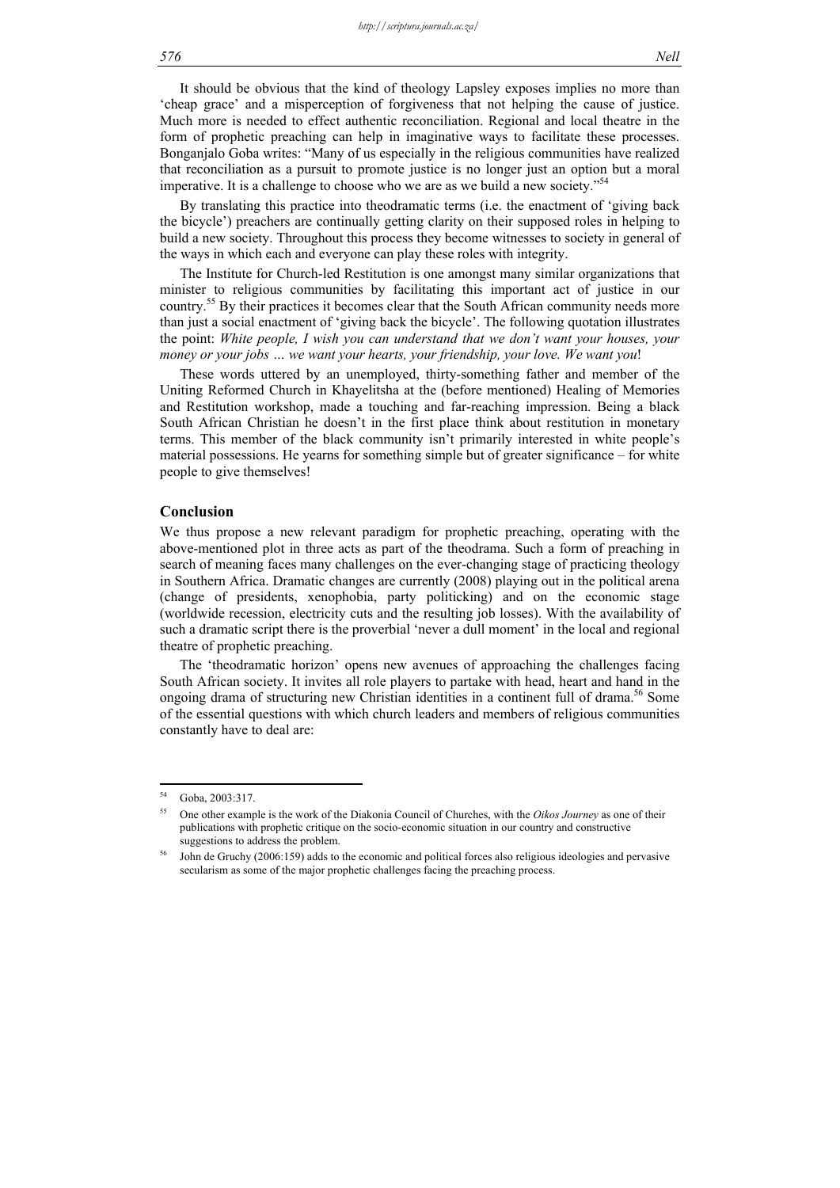It should be obvious that the kind of theology Lapsley exposes implies no more than 'cheap grace' and a misperception of forgiveness that not helping the cause of justice. Much more is needed to effect authentic reconciliation. Regional and local theatre in the form of prophetic preaching can help in imaginative ways to facilitate these processes. Bonganjalo Goba writes: "Many of us especially in the religious communities have realized that reconciliation as a pursuit to promote justice is no longer just an option but a moral imperative. It is a challenge to choose who we are as we build a new society."[54]

By translating this practice into theodramatic terms (i.e. the enactment of 'giving back the bicycle') preachers are continually getting clarity on their supposed roles in helping to build a new society. Throughout this process they become witnesses to society in general of the ways in which each and everyone can play these roles with integrity.

The Institute for Church-led Restitution is one amongst many similar organizations that minister to religious communities by facilitating this important act of justice in our country.[55] By their practices it becomes clear that the South African community needs more than just a social enactment of 'giving back the bicycle'. The following quotation illustrates the point: *White people, I wish you can understand that we don't want your houses, your money or your jobs … we want your hearts, your friendship, your love. We want you*!

These words uttered by an unemployed, thirty-something father and member of the Uniting Reformed Church in Khayelitsha at the (before mentioned) Healing of Memories and Restitution workshop, made a touching and far-reaching impression. Being a black South African Christian he doesn't in the first place think about restitution in monetary terms. This member of the black community isn't primarily interested in white people's material possessions. He yearns for something simple but of greater significance – for white people to give themselves!

## Conclusion

We thus propose a new relevant paradigm for prophetic preaching, operating with the above-mentioned plot in three acts as part of the theodrama. Such a form of preaching in search of meaning faces many challenges on the ever-changing stage of practicing theology in Southern Africa. Dramatic changes are currently (2008) playing out in the political arena (change of presidents, xenophobia, party politicking) and on the economic stage (worldwide recession, electricity cuts and the resulting job losses). With the availability of such a dramatic script there is the proverbial 'never a dull moment' in the local and regional theatre of prophetic preaching.

The 'theodramatic horizon' opens new avenues of approaching the challenges facing South African society. It invites all role players to partake with head, heart and hand in the ongoing drama of structuring new Christian identities in a continent full of drama.[56] Some of the essential questions with which church leaders and members of religious communities constantly have to deal are:

---

[54] Goba, 2003:317.

[55] One other example is the work of the Diakonia Council of Churches, with the *Oikos Journey* as one of their publications with prophetic critique on the socio-economic situation in our country and constructive suggestions to address the problem.

[56] John de Gruchy (2006:159) adds to the economic and political forces also religious ideologies and pervasive secularism as some of the major prophetic challenges facing the preaching process.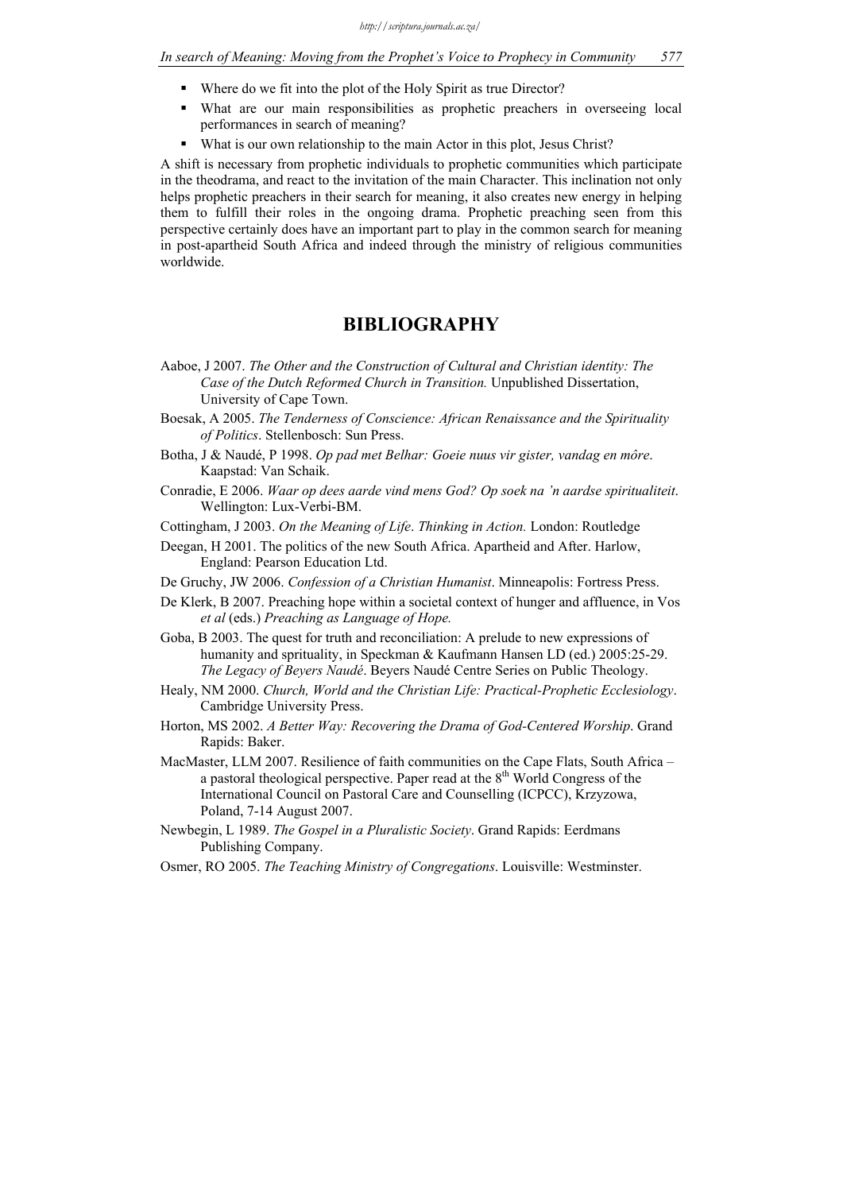- Where do we fit into the plot of the Holy Spirit as true Director?
- What are our main responsibilities as prophetic preachers in overseeing local performances in search of meaning?
- What is our own relationship to the main Actor in this plot, Jesus Christ?

A shift is necessary from prophetic individuals to prophetic communities which participate in the theodrama, and react to the invitation of the main Character. This inclination not only helps prophetic preachers in their search for meaning, it also creates new energy in helping them to fulfill their roles in the ongoing drama. Prophetic preaching seen from this perspective certainly does have an important part to play in the common search for meaning in post-apartheid South Africa and indeed through the ministry of religious communities worldwide.

## BIBLIOGRAPHY

Aaboe, J 2007. *The Other and the Construction of Cultural and Christian identity: The Case of the Dutch Reformed Church in Transition.* Unpublished Dissertation, University of Cape Town.

Boesak, A 2005. *The Tenderness of Conscience: African Renaissance and the Spirituality of Politics*. Stellenbosch: Sun Press.

Botha, J & Naudé, P 1998. *Op pad met Belhar: Goeie nuus vir gister, vandag en môre*. Kaapstad: Van Schaik.

Conradie, E 2006. *Waar op dees aarde vind mens God? Op soek na 'n aardse spiritualiteit*. Wellington: Lux-Verbi-BM.

Cottingham, J 2003. *On the Meaning of Life*. *Thinking in Action.* London: Routledge

Deegan, H 2001. The politics of the new South Africa. Apartheid and After. Harlow, England: Pearson Education Ltd.

De Gruchy, JW 2006. *Confession of a Christian Humanist*. Minneapolis: Fortress Press.

De Klerk, B 2007. Preaching hope within a societal context of hunger and affluence, in Vos *et al* (eds.) *Preaching as Language of Hope.*

Goba, B 2003. The quest for truth and reconciliation: A prelude to new expressions of humanity and sprituality, in Speckman & Kaufmann Hansen LD (ed.) 2005:25-29. *The Legacy of Beyers Naudé*. Beyers Naudé Centre Series on Public Theology.

Healy, NM 2000. *Church, World and the Christian Life: Practical-Prophetic Ecclesiology*. Cambridge University Press.

Horton, MS 2002. *A Better Way: Recovering the Drama of God-Centered Worship*. Grand Rapids: Baker.

MacMaster, LLM 2007. Resilience of faith communities on the Cape Flats, South Africa – a pastoral theological perspective. Paper read at the 8th World Congress of the International Council on Pastoral Care and Counselling (ICPCC), Krzyzowa, Poland, 7-14 August 2007.

Newbegin, L 1989. *The Gospel in a Pluralistic Society*. Grand Rapids: Eerdmans Publishing Company.

Osmer, RO 2005. *The Teaching Ministry of Congregations*. Louisville: Westminster.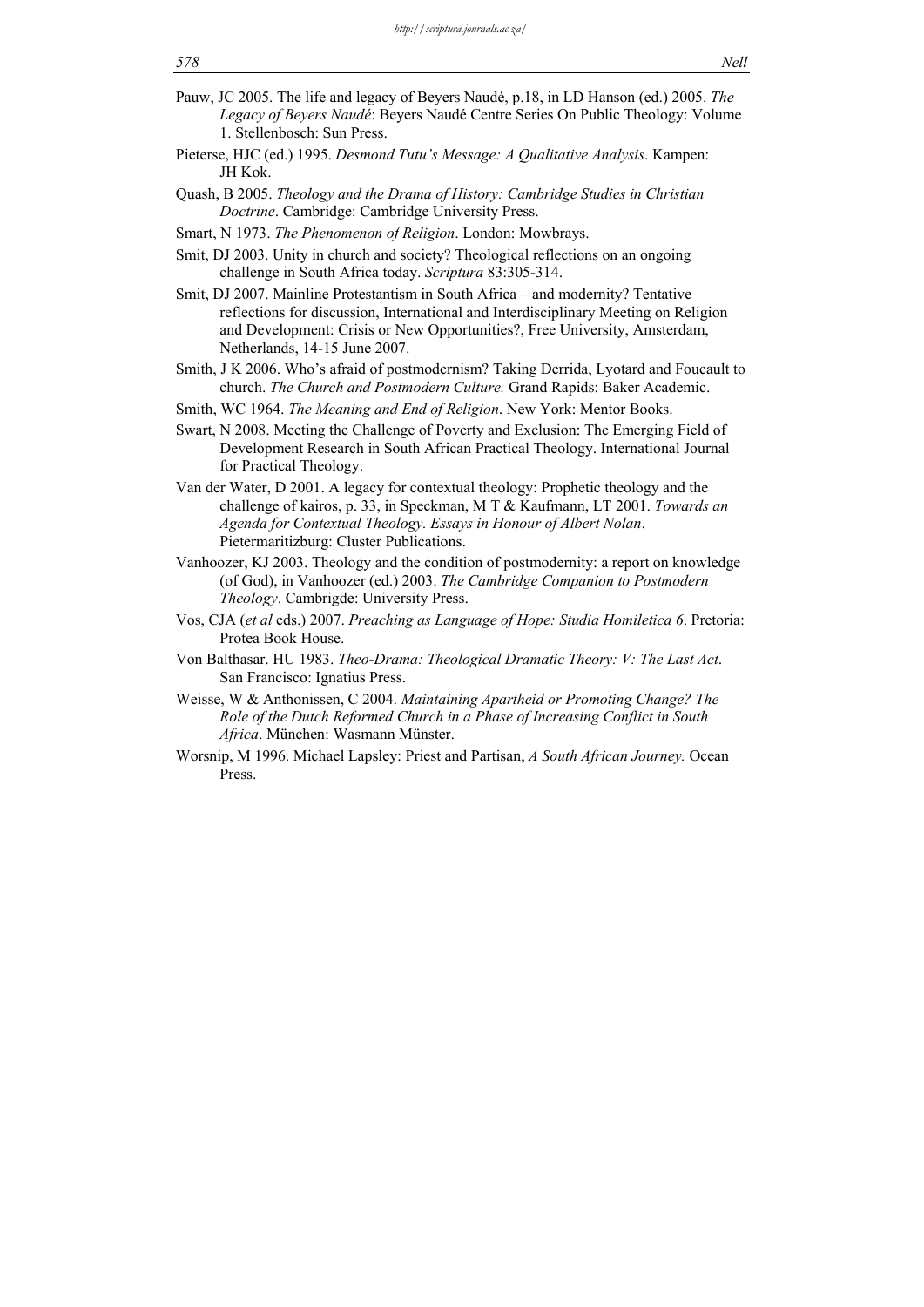Pauw, JC 2005. The life and legacy of Beyers Naudé, p.18, in LD Hanson (ed.) 2005. *The Legacy of Beyers Naudé*: Beyers Naudé Centre Series On Public Theology: Volume 1. Stellenbosch: Sun Press.

Pieterse, HJC (ed.) 1995. *Desmond Tutu's Message: A Qualitative Analysis*. Kampen: JH Kok.

Quash, B 2005. *Theology and the Drama of History: Cambridge Studies in Christian Doctrine*. Cambridge: Cambridge University Press.

Smart, N 1973. *The Phenomenon of Religion*. London: Mowbrays.

Smit, DJ 2003. Unity in church and society? Theological reflections on an ongoing challenge in South Africa today. *Scriptura* 83:305-314.

Smit, DJ 2007. Mainline Protestantism in South Africa – and modernity? Tentative reflections for discussion, International and Interdisciplinary Meeting on Religion and Development: Crisis or New Opportunities?, Free University, Amsterdam, Netherlands, 14-15 June 2007.

Smith, J K 2006. Who's afraid of postmodernism? Taking Derrida, Lyotard and Foucault to church. *The Church and Postmodern Culture.* Grand Rapids: Baker Academic.

Smith, WC 1964. *The Meaning and End of Religion*. New York: Mentor Books.

Swart, N 2008. Meeting the Challenge of Poverty and Exclusion: The Emerging Field of Development Research in South African Practical Theology. International Journal for Practical Theology.

Van der Water, D 2001. A legacy for contextual theology: Prophetic theology and the challenge of kairos, p. 33, in Speckman, M T & Kaufmann, LT 2001. *Towards an Agenda for Contextual Theology. Essays in Honour of Albert Nolan*. Pietermaritizburg: Cluster Publications.

Vanhoozer, KJ 2003. Theology and the condition of postmodernity: a report on knowledge (of God), in Vanhoozer (ed.) 2003. *The Cambridge Companion to Postmodern Theology*. Cambrigde: University Press.

Vos, CJA (*et al* eds.) 2007. *Preaching as Language of Hope: Studia Homiletica 6*. Pretoria: Protea Book House.

Von Balthasar. HU 1983. *Theo-Drama: Theological Dramatic Theory: V: The Last Act*. San Francisco: Ignatius Press.

Weisse, W & Anthonissen, C 2004. *Maintaining Apartheid or Promoting Change? The Role of the Dutch Reformed Church in a Phase of Increasing Conflict in South Africa*. München: Wasmann Münster.

Worsnip, M 1996. Michael Lapsley: Priest and Partisan, *A South African Journey.* Ocean Press.